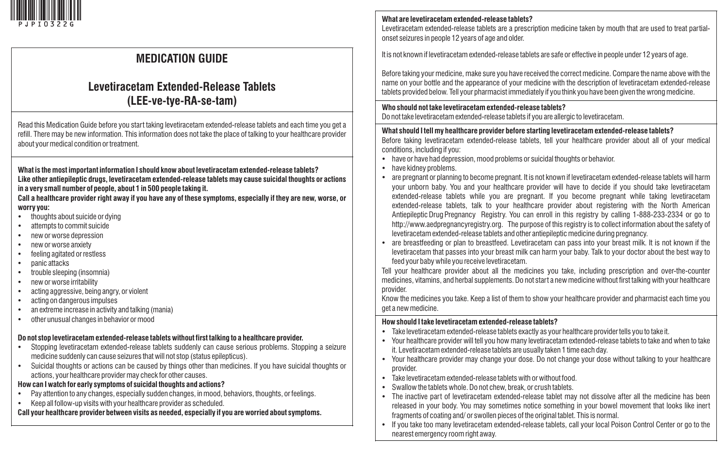# MEDICATION GUIDE

## Levetiracetam Extended-Release Tablets (LEE-ve-tye-RA-se-tam)

Read this Medication Guide before you start taking levetiracetam extended-release tablets and each time you get a refill. There may be new information. This information does not take the place of talking to your healthcare provider about your medical condition or treatment.

**What is the most important information I should know about levetiracetam extended-release tablets?**
**Like other antiepileptic drugs, levetiracetam extended-release tablets may cause suicidal thoughts or actions in a very small number of people, about 1 in 500 people taking it.**
**Call a healthcare provider right away if you have any of these symptoms, especially if they are new, worse, or worry you:**

- thoughts about suicide or dying
- attempts to commit suicide
- new or worse depression
- new or worse anxiety
- feeling agitated or restless
- panic attacks
- trouble sleeping (insomnia)
- new or worse irritability
- acting aggressive, being angry, or violent
- acting on dangerous impulses
- an extreme increase in activity and talking (mania)
- other unusual changes in behavior or mood

**Do not stop levetiracetam extended-release tablets without first talking to a healthcare provider.**

- Stopping levetiracetam extended-release tablets suddenly can cause serious problems. Stopping a seizure medicine suddenly can cause seizures that will not stop (status epilepticus).
- Suicidal thoughts or actions can be caused by things other than medicines. If you have suicidal thoughts or actions, your healthcare provider may check for other causes.

**How can I watch for early symptoms of suicidal thoughts and actions?**

- Pay attention to any changes, especially sudden changes, in mood, behaviors, thoughts, or feelings.
- Keep all follow-up visits with your healthcare provider as scheduled.

**Call your healthcare provider between visits as needed, especially if you are worried about symptoms.**

**What are levetiracetam extended-release tablets?**
Levetiracetam extended-release tablets are a prescription medicine taken by mouth that are used to treat partial-onset seizures in people 12 years of age and older.

It is not known if levetiracetam extended-release tablets are safe or effective in people under 12 years of age.

Before taking your medicine, make sure you have received the correct medicine. Compare the name above with the name on your bottle and the appearance of your medicine with the description of levetiracetam extended-release tablets provided below. Tell your pharmacist immediately if you think you have been given the wrong medicine.

**Who should not take levetiracetam extended-release tablets?**
Do not take levetiracetam extended-release tablets if you are allergic to levetiracetam.

**What should I tell my healthcare provider before starting levetiracetam extended-release tablets?**
Before taking levetiracetam extended-release tablets, tell your healthcare provider about all of your medical conditions, including if you:

- have or have had depression, mood problems or suicidal thoughts or behavior.
- have kidney problems.
- are pregnant or planning to become pregnant. It is not known if levetiracetam extended-release tablets will harm your unborn baby. You and your healthcare provider will have to decide if you should take levetiracetam extended-release tablets while you are pregnant. If you become pregnant while taking levetiracetam extended-release tablets, talk to your healthcare provider about registering with the North American Antiepileptic Drug Pregnancy Registry. You can enroll in this registry by calling 1-888-233-2334 or go to http://www.aedpregnancyregistry.org. The purpose of this registry is to collect information about the safety of levetiracetam extended-release tablets and other antiepileptic medicine during pregnancy.
- are breastfeeding or plan to breastfeed. Levetiracetam can pass into your breast milk. It is not known if the levetiracetam that passes into your breast milk can harm your baby. Talk to your doctor about the best way to feed your baby while you receive levetiracetam.

Tell your healthcare provider about all the medicines you take, including prescription and over-the-counter medicines, vitamins, and herbal supplements. Do not start a new medicine without first talking with your healthcare provider.
Know the medicines you take. Keep a list of them to show your healthcare provider and pharmacist each time you get a new medicine.

**How should I take levetiracetam extended-release tablets?**

- Take levetiracetam extended-release tablets exactly as your healthcare provider tells you to take it.
- Your healthcare provider will tell you how many levetiracetam extended-release tablets to take and when to take it. Levetiracetam extended-release tablets are usually taken 1 time each day.
- Your healthcare provider may change your dose. Do not change your dose without talking to your healthcare provider.
- Take levetiracetam extended-release tablets with or without food.
- Swallow the tablets whole. Do not chew, break, or crush tablets.
- The inactive part of levetiracetam extended-release tablet may not dissolve after all the medicine has been released in your body. You may sometimes notice something in your bowel movement that looks like inert fragments of coating and/ or swollen pieces of the original tablet. This is normal.
- If you take too many levetiracetam extended-release tablets, call your local Poison Control Center or go to the nearest emergency room right away.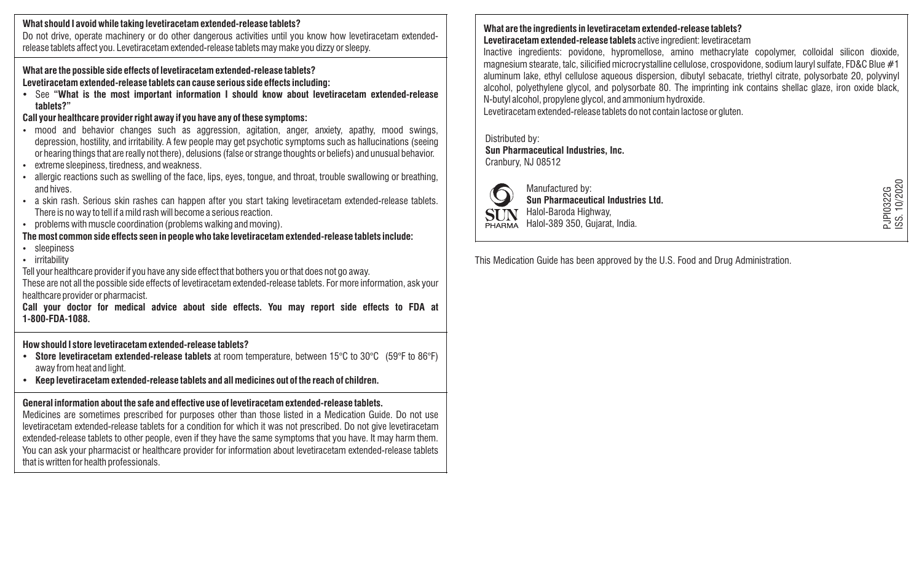**What should I avoid while taking levetiracetam extended-release tablets?**

Do not drive, operate machinery or do other dangerous activities until you know how levetiracetam extended-release tablets affect you. Levetiracetam extended-release tablets may make you dizzy or sleepy.

**What are the possible side effects of levetiracetam extended-release tablets?**

**Levetiracetam extended-release tablets can cause serious side effects including:**

- See **"What is the most important information I should know about levetiracetam extended-release tablets?"**

**Call your healthcare provider right away if you have any of these symptoms:**

- mood and behavior changes such as aggression, agitation, anger, anxiety, apathy, mood swings, depression, hostility, and irritability. A few people may get psychotic symptoms such as hallucinations (seeing or hearing things that are really not there), delusions (false or strange thoughts or beliefs) and unusual behavior.
- extreme sleepiness, tiredness, and weakness.
- allergic reactions such as swelling of the face, lips, eyes, tongue, and throat, trouble swallowing or breathing, and hives.
- a skin rash. Serious skin rashes can happen after you start taking levetiracetam extended-release tablets. There is no way to tell if a mild rash will become a serious reaction.
- problems with muscle coordination (problems walking and moving).

**The most common side effects seen in people who take levetiracetam extended-release tablets include:**

- sleepiness
- irritability

Tell your healthcare provider if you have any side effect that bothers you or that does not go away.

These are not all the possible side effects of levetiracetam extended-release tablets. For more information, ask your healthcare provider or pharmacist.

**Call your doctor for medical advice about side effects. You may report side effects to FDA at 1-800-FDA-1088.**

**How should I store levetiracetam extended-release tablets?**

- **Store levetiracetam extended-release tablets** at room temperature, between 15°C to 30°C (59°F to 86°F) away from heat and light.
- **Keep levetiracetam extended-release tablets and all medicines out of the reach of children.**

**General information about the safe and effective use of levetiracetam extended-release tablets.**

Medicines are sometimes prescribed for purposes other than those listed in a Medication Guide. Do not use levetiracetam extended-release tablets for a condition for which it was not prescribed. Do not give levetiracetam extended-release tablets to other people, even if they have the same symptoms that you have. It may harm them. You can ask your pharmacist or healthcare provider for information about levetiracetam extended-release tablets that is written for health professionals.

**What are the ingredients in levetiracetam extended-release tablets?**

**Levetiracetam extended-release tablets** active ingredient: levetiracetam

Inactive ingredients: povidone, hypromellose, amino methacrylate copolymer, colloidal silicon dioxide, magnesium stearate, talc, silicified microcrystalline cellulose, crospovidone, sodium lauryl sulfate, FD&C Blue #1 aluminum lake, ethyl cellulose aqueous dispersion, dibutyl sebacate, triethyl citrate, polysorbate 20, polyvinyl alcohol, polyethylene glycol, and polysorbate 80. The imprinting ink contains shellac glaze, iron oxide black, N-butyl alcohol, propylene glycol, and ammonium hydroxide.

Levetiracetam extended-release tablets do not contain lactose or gluten.

Distributed by:
**Sun Pharmaceutical Industries, Inc.**
Cranbury, NJ 08512

Manufactured by:
**Sun Pharmaceutical Industries Ltd.**
Halol-Baroda Highway,
Halol-389 350, Gujarat, India.

PJPI0322G
ISS. 10/2020

This Medication Guide has been approved by the U.S. Food and Drug Administration.